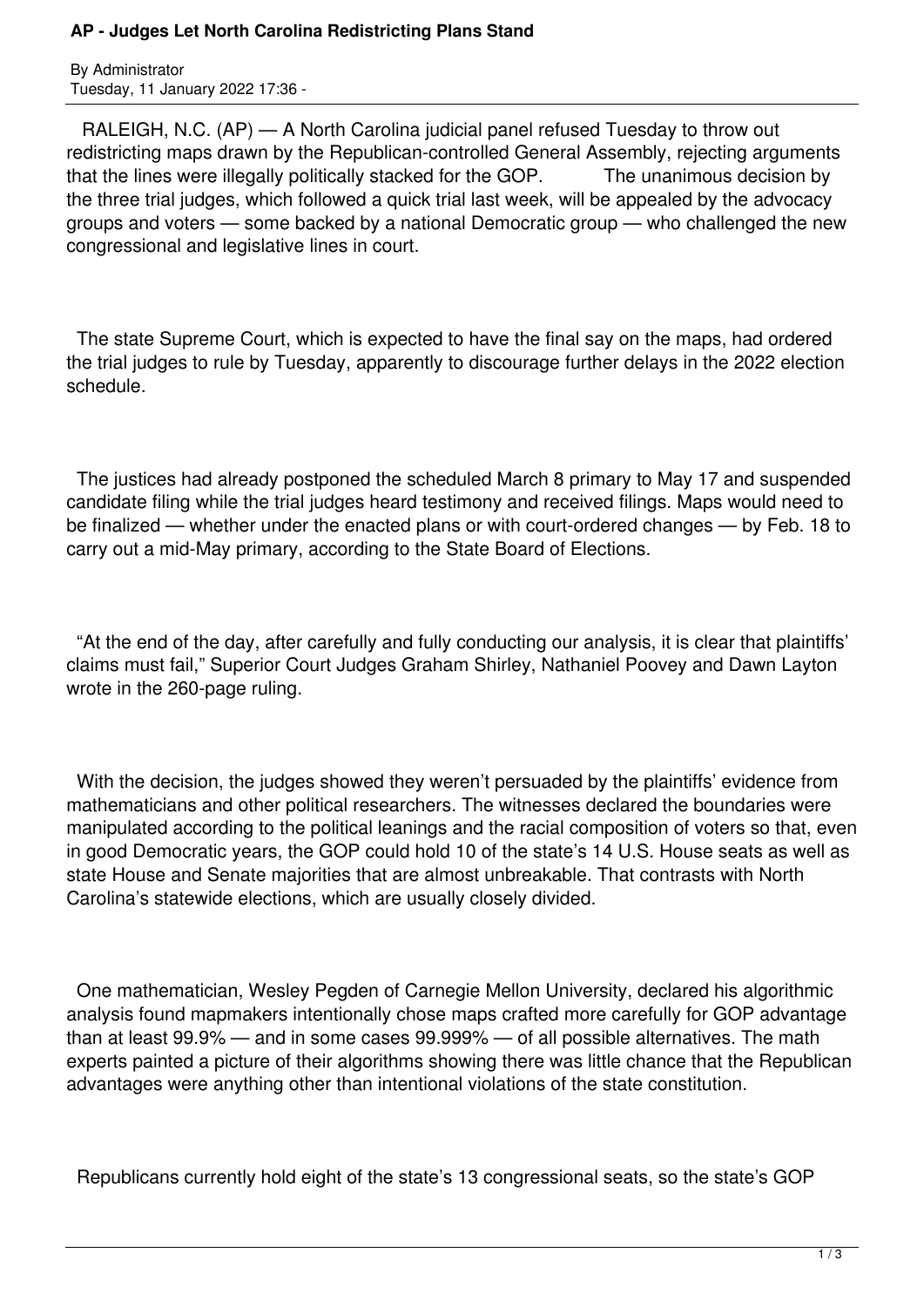# AP - Judges Let North Carolina Redistricting Plans Stand

By Administrator
Tuesday, 11 January 2022 17:36 -

RALEIGH, N.C. (AP) — A North Carolina judicial panel refused Tuesday to throw out redistricting maps drawn by the Republican-controlled General Assembly, rejecting arguments that the lines were illegally politically stacked for the GOP. The unanimous decision by the three trial judges, which followed a quick trial last week, will be appealed by the advocacy groups and voters — some backed by a national Democratic group — who challenged the new congressional and legislative lines in court.

The state Supreme Court, which is expected to have the final say on the maps, had ordered the trial judges to rule by Tuesday, apparently to discourage further delays in the 2022 election schedule.

The justices had already postponed the scheduled March 8 primary to May 17 and suspended candidate filing while the trial judges heard testimony and received filings. Maps would need to be finalized — whether under the enacted plans or with court-ordered changes — by Feb. 18 to carry out a mid-May primary, according to the State Board of Elections.

"At the end of the day, after carefully and fully conducting our analysis, it is clear that plaintiffs' claims must fail," Superior Court Judges Graham Shirley, Nathaniel Poovey and Dawn Layton wrote in the 260-page ruling.

With the decision, the judges showed they weren't persuaded by the plaintiffs' evidence from mathematicians and other political researchers. The witnesses declared the boundaries were manipulated according to the political leanings and the racial composition of voters so that, even in good Democratic years, the GOP could hold 10 of the state's 14 U.S. House seats as well as state House and Senate majorities that are almost unbreakable. That contrasts with North Carolina's statewide elections, which are usually closely divided.

One mathematician, Wesley Pegden of Carnegie Mellon University, declared his algorithmic analysis found mapmakers intentionally chose maps crafted more carefully for GOP advantage than at least 99.9% — and in some cases 99.999% — of all possible alternatives. The math experts painted a picture of their algorithms showing there was little chance that the Republican advantages were anything other than intentional violations of the state constitution.

Republicans currently hold eight of the state's 13 congressional seats, so the state's GOP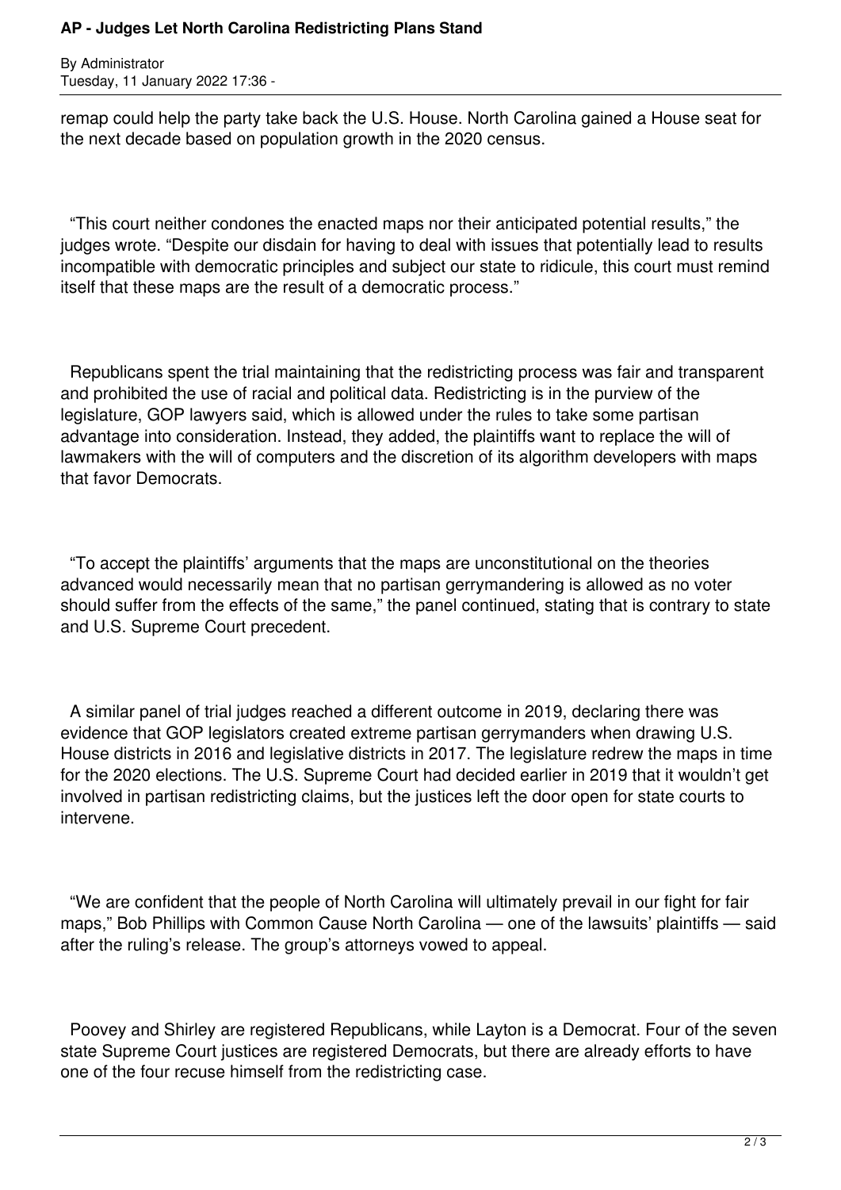remap could help the party take back the U.S. House. North Carolina gained a House seat for the next decade based on population growth in the 2020 census.

"This court neither condones the enacted maps nor their anticipated potential results," the judges wrote. "Despite our disdain for having to deal with issues that potentially lead to results incompatible with democratic principles and subject our state to ridicule, this court must remind itself that these maps are the result of a democratic process."

Republicans spent the trial maintaining that the redistricting process was fair and transparent and prohibited the use of racial and political data. Redistricting is in the purview of the legislature, GOP lawyers said, which is allowed under the rules to take some partisan advantage into consideration. Instead, they added, the plaintiffs want to replace the will of lawmakers with the will of computers and the discretion of its algorithm developers with maps that favor Democrats.

"To accept the plaintiffs' arguments that the maps are unconstitutional on the theories advanced would necessarily mean that no partisan gerrymandering is allowed as no voter should suffer from the effects of the same," the panel continued, stating that is contrary to state and U.S. Supreme Court precedent.

A similar panel of trial judges reached a different outcome in 2019, declaring there was evidence that GOP legislators created extreme partisan gerrymanders when drawing U.S. House districts in 2016 and legislative districts in 2017. The legislature redrew the maps in time for the 2020 elections. The U.S. Supreme Court had decided earlier in 2019 that it wouldn't get involved in partisan redistricting claims, but the justices left the door open for state courts to intervene.

"We are confident that the people of North Carolina will ultimately prevail in our fight for fair maps," Bob Phillips with Common Cause North Carolina — one of the lawsuits' plaintiffs — said after the ruling's release. The group's attorneys vowed to appeal.

Poovey and Shirley are registered Republicans, while Layton is a Democrat. Four of the seven state Supreme Court justices are registered Democrats, but there are already efforts to have one of the four recuse himself from the redistricting case.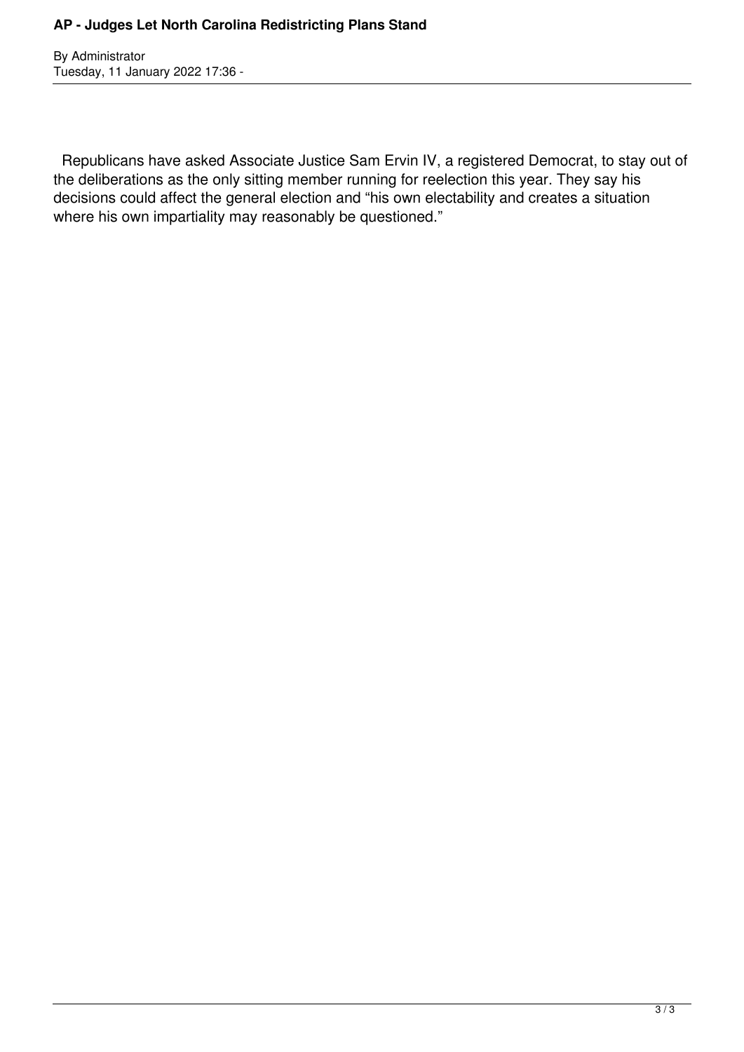Republicans have asked Associate Justice Sam Ervin IV, a registered Democrat, to stay out of the deliberations as the only sitting member running for reelection this year. They say his decisions could affect the general election and "his own electability and creates a situation where his own impartiality may reasonably be questioned."